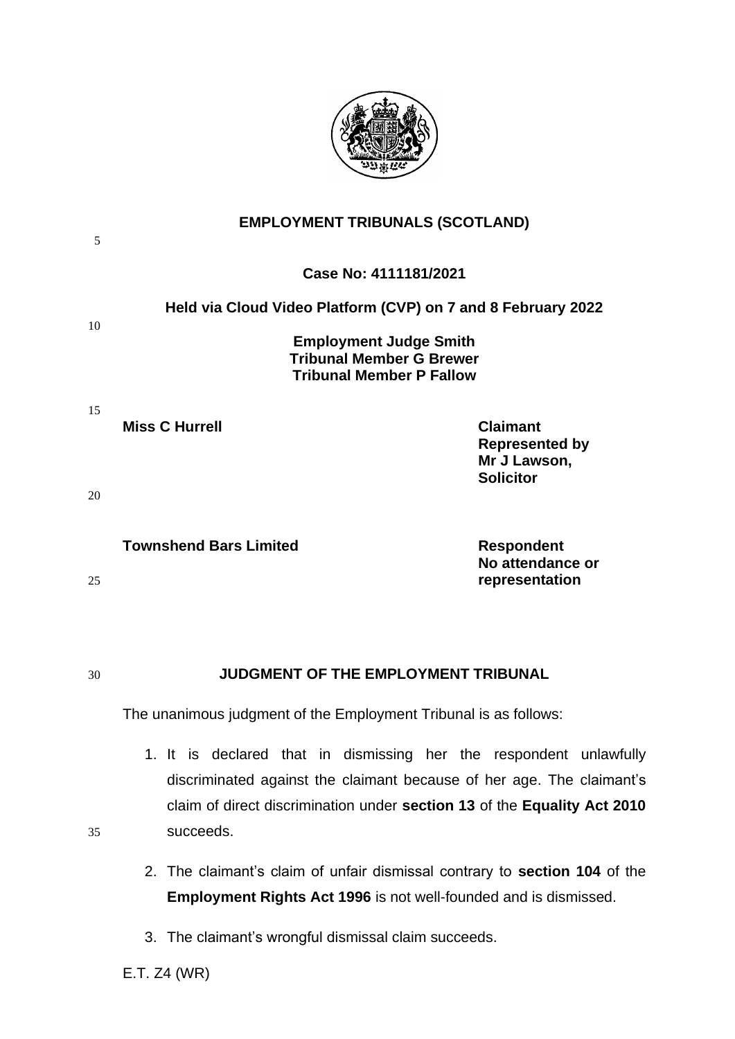**EMPLOYMENT TRIBUNALS (SCOTLAND)**

**Case No: 4111181/2021**

**Held via Cloud Video Platform (CVP) on 7 and 8 February 2022**

**Employment Judge Smith**
**Tribunal Member G Brewer**
**Tribunal Member P Fallow**

| | |
|---|---|
| **Miss C Hurrell** | **Claimant**<br>**Represented by**<br>**Mr J Lawson,**<br>**Solicitor** |
| **Townshend Bars Limited** | **Respondent**<br>**No attendance or**<br>**representation** |

**JUDGMENT OF THE EMPLOYMENT TRIBUNAL**

The unanimous judgment of the Employment Tribunal is as follows:

1. It is declared that in dismissing her the respondent unlawfully discriminated against the claimant because of her age. The claimant's claim of direct discrimination under **section 13** of the **Equality Act 2010** succeeds.

2. The claimant's claim of unfair dismissal contrary to **section 104** of the **Employment Rights Act 1996** is not well-founded and is dismissed.

3. The claimant's wrongful dismissal claim succeeds.

E.T. Z4 (WR)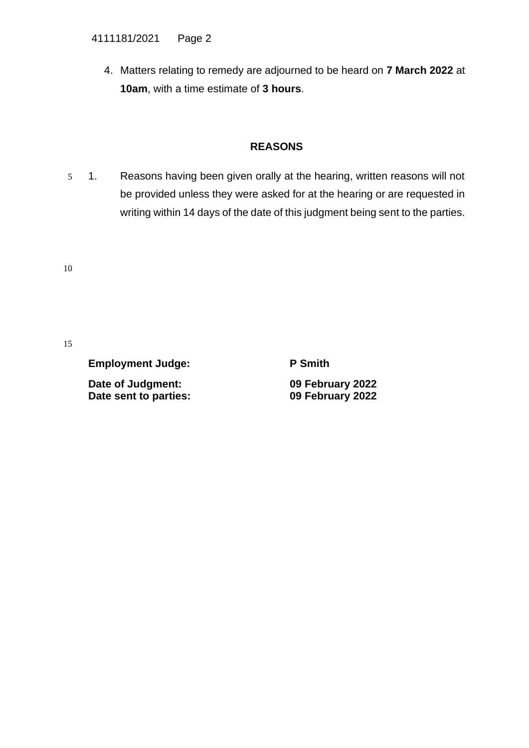4. Matters relating to remedy are adjourned to be heard on **7 March 2022** at **10am**, with a time estimate of **3 hours**.

## REASONS

1. Reasons having been given orally at the hearing, written reasons will not be provided unless they were asked for at the hearing or are requested in writing within 14 days of the date of this judgment being sent to the parties.

| | |
|---|---|
| **Employment Judge:** | **P Smith** |
| **Date of Judgment:** | **09 February 2022** |
| **Date sent to parties:** | **09 February 2022** |